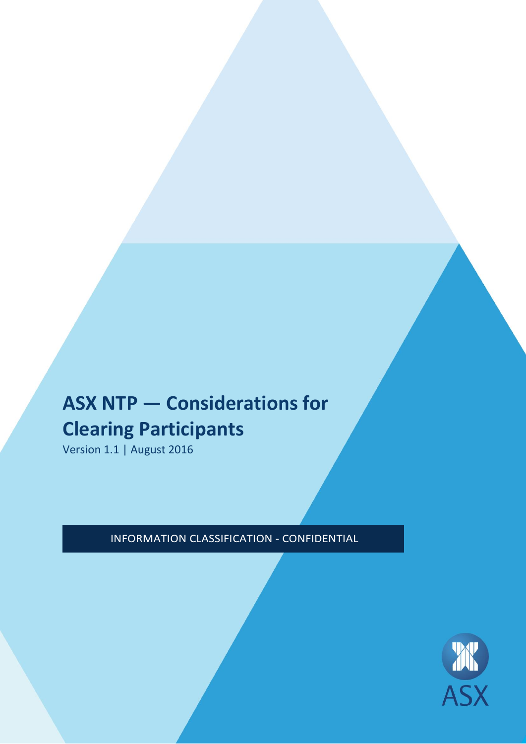# ASX NTP — Considerations for Clearing Participants

Version 1.1 | August 2016

INFORMATION CLASSIFICATION - CONFIDENTIAL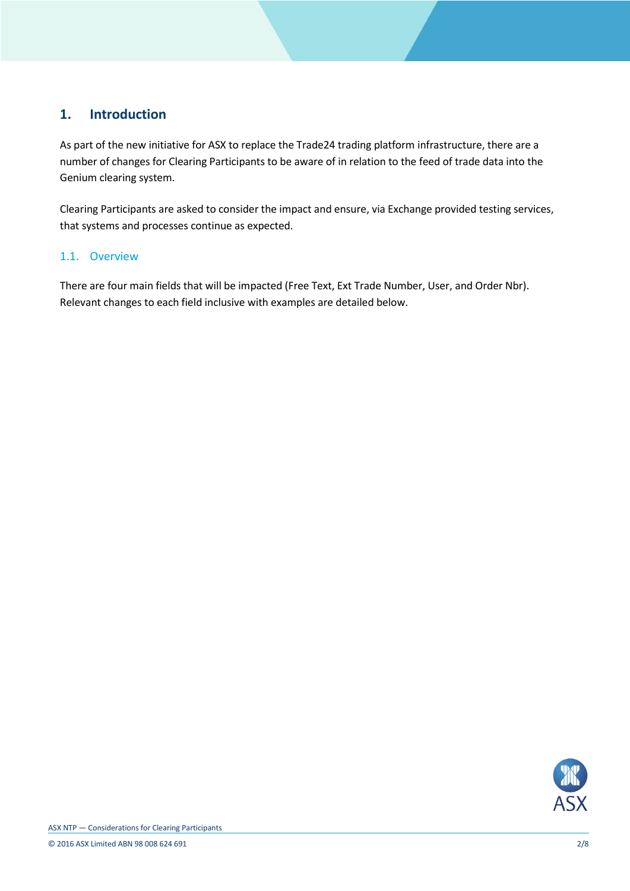# 1. Introduction

As part of the new initiative for ASX to replace the Trade24 trading platform infrastructure, there are a number of changes for Clearing Participants to be aware of in relation to the feed of trade data into the Genium clearing system.

Clearing Participants are asked to consider the impact and ensure, via Exchange provided testing services, that systems and processes continue as expected.

## 1.1. Overview

There are four main fields that will be impacted (Free Text, Ext Trade Number, User, and Order Nbr). Relevant changes to each field inclusive with examples are detailed below.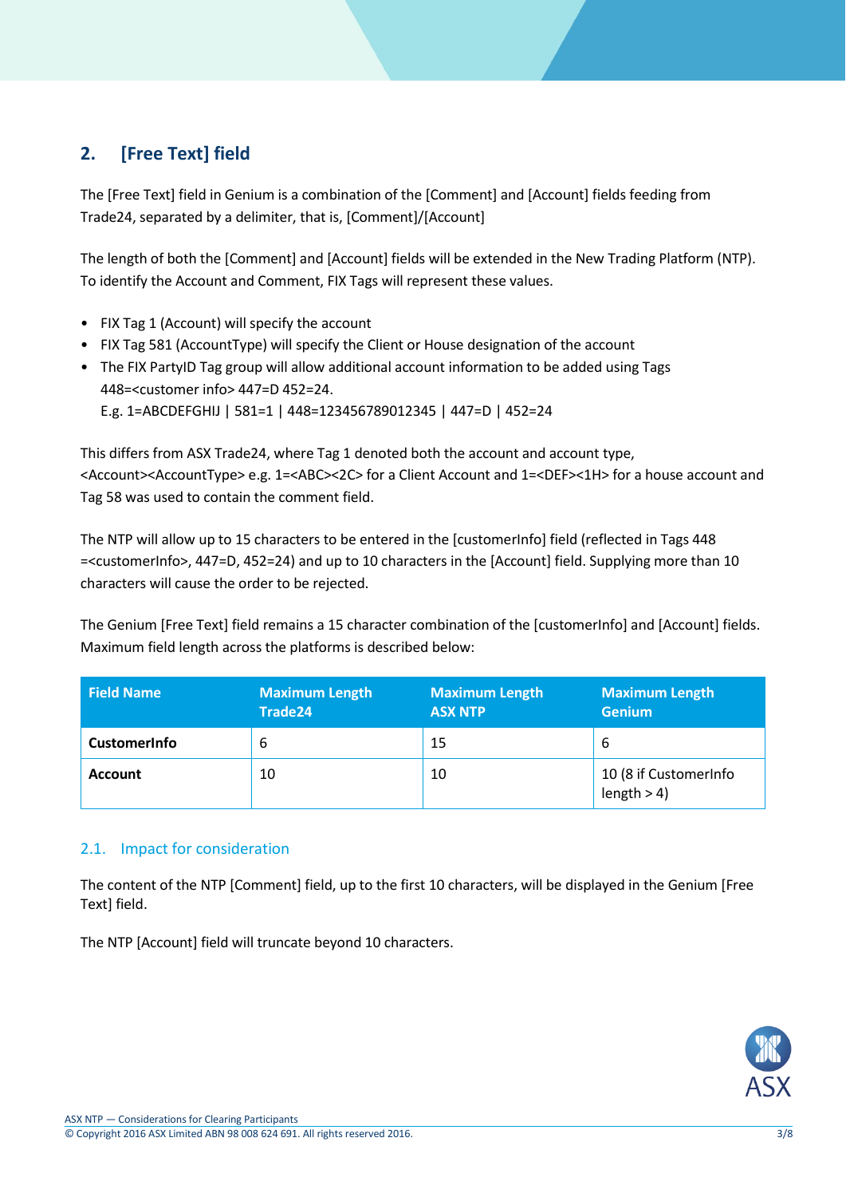## 2. [Free Text] field

The [Free Text] field in Genium is a combination of the [Comment] and [Account] fields feeding from Trade24, separated by a delimiter, that is, [Comment]/[Account]

The length of both the [Comment] and [Account] fields will be extended in the New Trading Platform (NTP). To identify the Account and Comment, FIX Tags will represent these values.

- FIX Tag 1 (Account) will specify the account
- FIX Tag 581 (AccountType) will specify the Client or House designation of the account
- The FIX PartyID Tag group will allow additional account information to be added using Tags 448=<customer info> 447=D 452=24.
  E.g. 1=ABCDEFGHIJ | 581=1 | 448=123456789012345 | 447=D | 452=24

This differs from ASX Trade24, where Tag 1 denoted both the account and account type, <Account><AccountType> e.g. 1=<ABC><2C> for a Client Account and 1=<DEF><1H> for a house account and Tag 58 was used to contain the comment field.

The NTP will allow up to 15 characters to be entered in the [customerInfo] field (reflected in Tags 448 =<customerInfo>, 447=D, 452=24) and up to 10 characters in the [Account] field. Supplying more than 10 characters will cause the order to be rejected.

The Genium [Free Text] field remains a 15 character combination of the [customerInfo] and [Account] fields. Maximum field length across the platforms is described below:

| Field Name | Maximum Length Trade24 | Maximum Length ASX NTP | Maximum Length Genium |
|---|---|---|---|
| **CustomerInfo** | 6 | 15 | 6 |
| **Account** | 10 | 10 | 10 (8 if CustomerInfo length > 4) |

### 2.1. Impact for consideration

The content of the NTP [Comment] field, up to the first 10 characters, will be displayed in the Genium [Free Text] field.

The NTP [Account] field will truncate beyond 10 characters.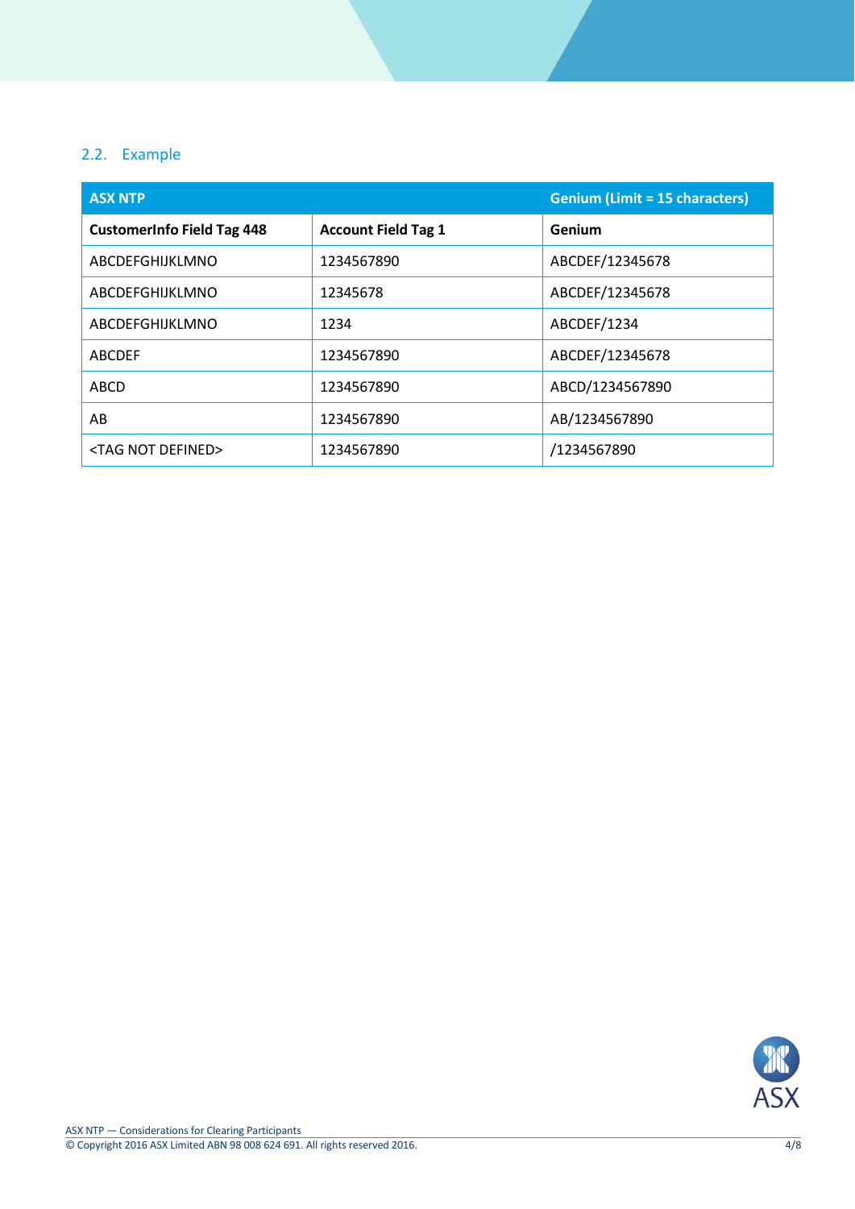## 2.2. Example

| ASX NTP | | Genium (Limit = 15 characters) |
|---|---|---|
| **CustomerInfo Field Tag 448** | **Account Field Tag 1** | **Genium** |
| ABCDEFGHIJKLMNO | 1234567890 | ABCDEF/12345678 |
| ABCDEFGHIJKLMNO | 12345678 | ABCDEF/12345678 |
| ABCDEFGHIJKLMNO | 1234 | ABCDEF/1234 |
| ABCDEF | 1234567890 | ABCDEF/12345678 |
| ABCD | 1234567890 | ABCD/1234567890 |
| AB | 1234567890 | AB/1234567890 |
| <TAG NOT DEFINED> | 1234567890 | /1234567890 |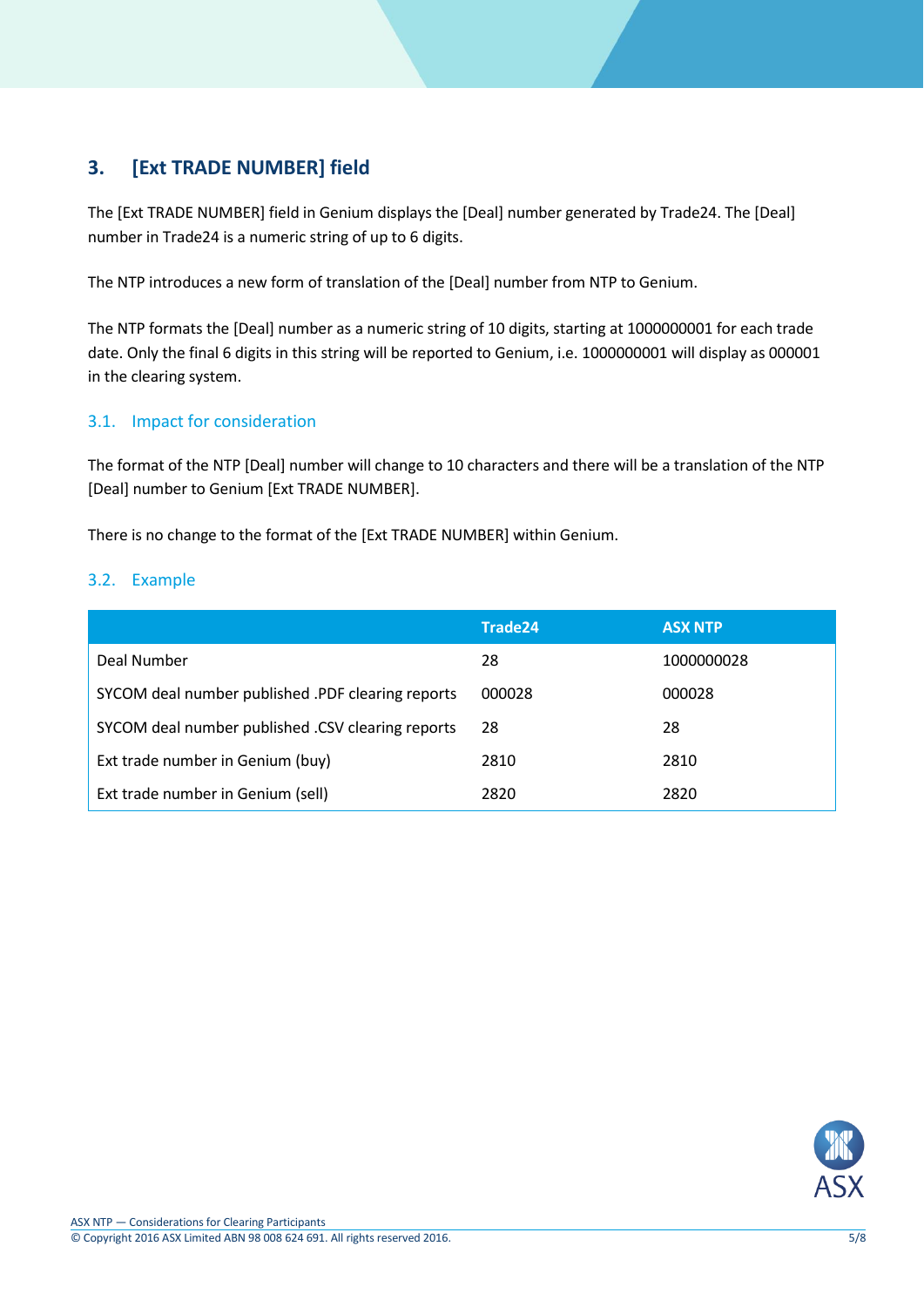# 3. [Ext TRADE NUMBER] field

The [Ext TRADE NUMBER] field in Genium displays the [Deal] number generated by Trade24. The [Deal] number in Trade24 is a numeric string of up to 6 digits.

The NTP introduces a new form of translation of the [Deal] number from NTP to Genium.

The NTP formats the [Deal] number as a numeric string of 10 digits, starting at 1000000001 for each trade date. Only the final 6 digits in this string will be reported to Genium, i.e. 1000000001 will display as 000001 in the clearing system.

## 3.1. Impact for consideration

The format of the NTP [Deal] number will change to 10 characters and there will be a translation of the NTP [Deal] number to Genium [Ext TRADE NUMBER].

There is no change to the format of the [Ext TRADE NUMBER] within Genium.

## 3.2. Example

| | Trade24 | ASX NTP |
|---|---|---|
| Deal Number | 28 | 1000000028 |
| SYCOM deal number published .PDF clearing reports | 000028 | 000028 |
| SYCOM deal number published .CSV clearing reports | 28 | 28 |
| Ext trade number in Genium (buy) | 2810 | 2810 |
| Ext trade number in Genium (sell) | 2820 | 2820 |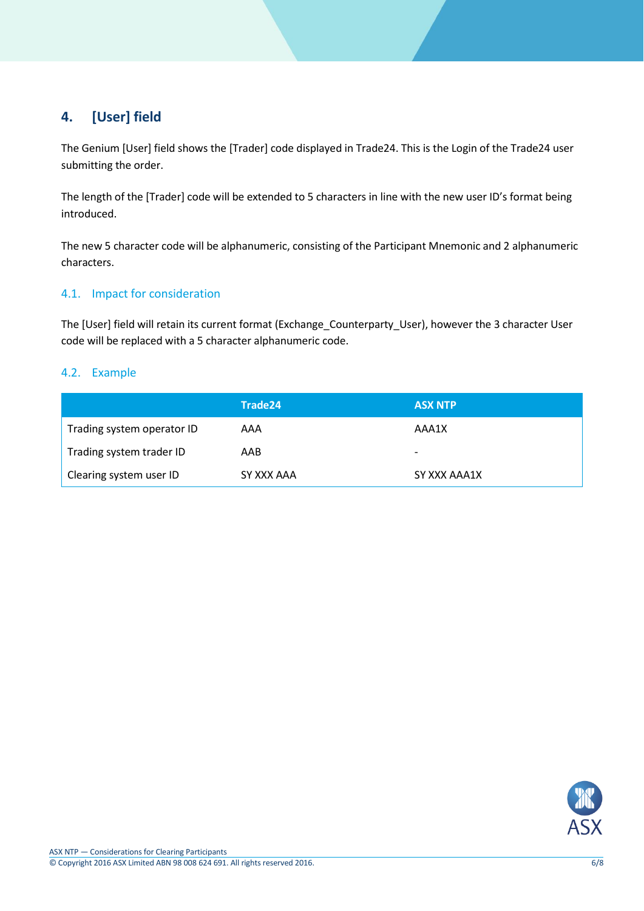# 4. [User] field

The Genium [User] field shows the [Trader] code displayed in Trade24. This is the Login of the Trade24 user submitting the order.

The length of the [Trader] code will be extended to 5 characters in line with the new user ID's format being introduced.

The new 5 character code will be alphanumeric, consisting of the Participant Mnemonic and 2 alphanumeric characters.

## 4.1. Impact for consideration

The [User] field will retain its current format (Exchange_Counterparty_User), however the 3 character User code will be replaced with a 5 character alphanumeric code.

## 4.2. Example

| | Trade24 | ASX NTP |
|---|---|---|
| Trading system operator ID | AAA | AAA1X |
| Trading system trader ID | AAB | - |
| Clearing system user ID | SY XXX AAA | SY XXX AAA1X |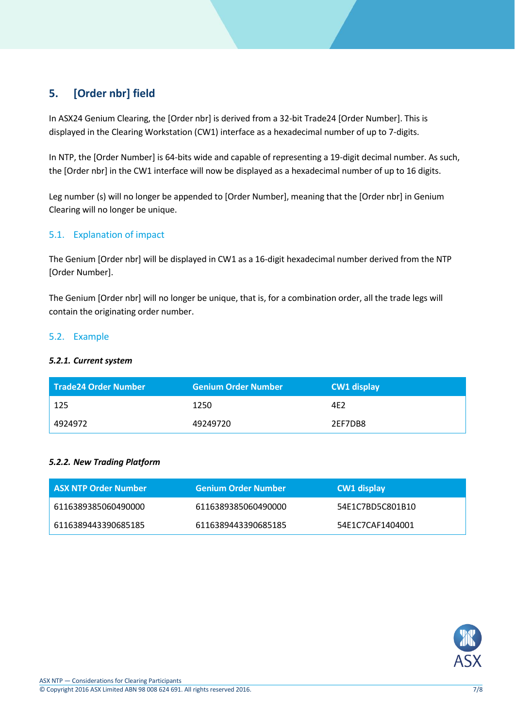## 5. [Order nbr] field

In ASX24 Genium Clearing, the [Order nbr] is derived from a 32-bit Trade24 [Order Number]. This is displayed in the Clearing Workstation (CW1) interface as a hexadecimal number of up to 7-digits.

In NTP, the [Order Number] is 64-bits wide and capable of representing a 19-digit decimal number. As such, the [Order nbr] in the CW1 interface will now be displayed as a hexadecimal number of up to 16 digits.

Leg number (s) will no longer be appended to [Order Number], meaning that the [Order nbr] in Genium Clearing will no longer be unique.

### 5.1. Explanation of impact

The Genium [Order nbr] will be displayed in CW1 as a 16-digit hexadecimal number derived from the NTP [Order Number].

The Genium [Order nbr] will no longer be unique, that is, for a combination order, all the trade legs will contain the originating order number.

### 5.2. Example

#### *5.2.1. Current system*

| Trade24 Order Number | Genium Order Number | CW1 display |
|---|---|---|
| 125 | 1250 | 4E2 |
| 4924972 | 49249720 | 2EF7DB8 |

#### *5.2.2. New Trading Platform*

| ASX NTP Order Number | Genium Order Number | CW1 display |
|---|---|---|
| 6116389385060490000 | 6116389385060490000 | 54E1C7BD5C801B10 |
| 6116389443390685185 | 6116389443390685185 | 54E1C7CAF1404001 |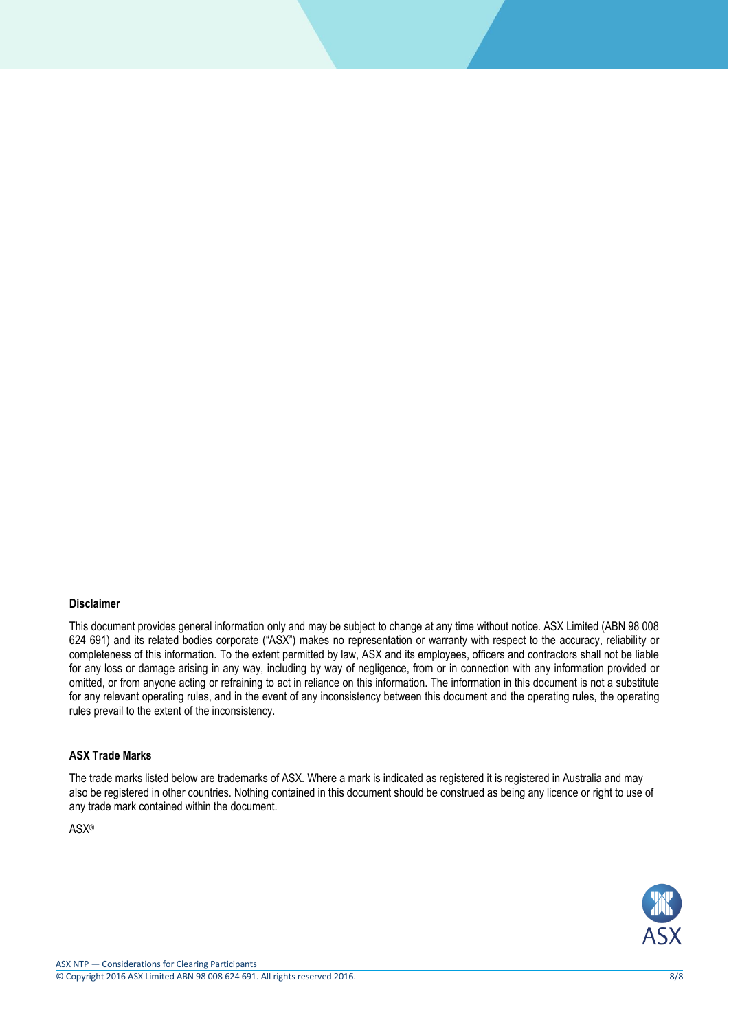**Disclaimer**

This document provides general information only and may be subject to change at any time without notice. ASX Limited (ABN 98 008 624 691) and its related bodies corporate ("ASX") makes no representation or warranty with respect to the accuracy, reliability or completeness of this information. To the extent permitted by law, ASX and its employees, officers and contractors shall not be liable for any loss or damage arising in any way, including by way of negligence, from or in connection with any information provided or omitted, or from anyone acting or refraining to act in reliance on this information. The information in this document is not a substitute for any relevant operating rules, and in the event of any inconsistency between this document and the operating rules, the operating rules prevail to the extent of the inconsistency.

**ASX Trade Marks**

The trade marks listed below are trademarks of ASX. Where a mark is indicated as registered it is registered in Australia and may also be registered in other countries. Nothing contained in this document should be construed as being any licence or right to use of any trade mark contained within the document.

ASX®